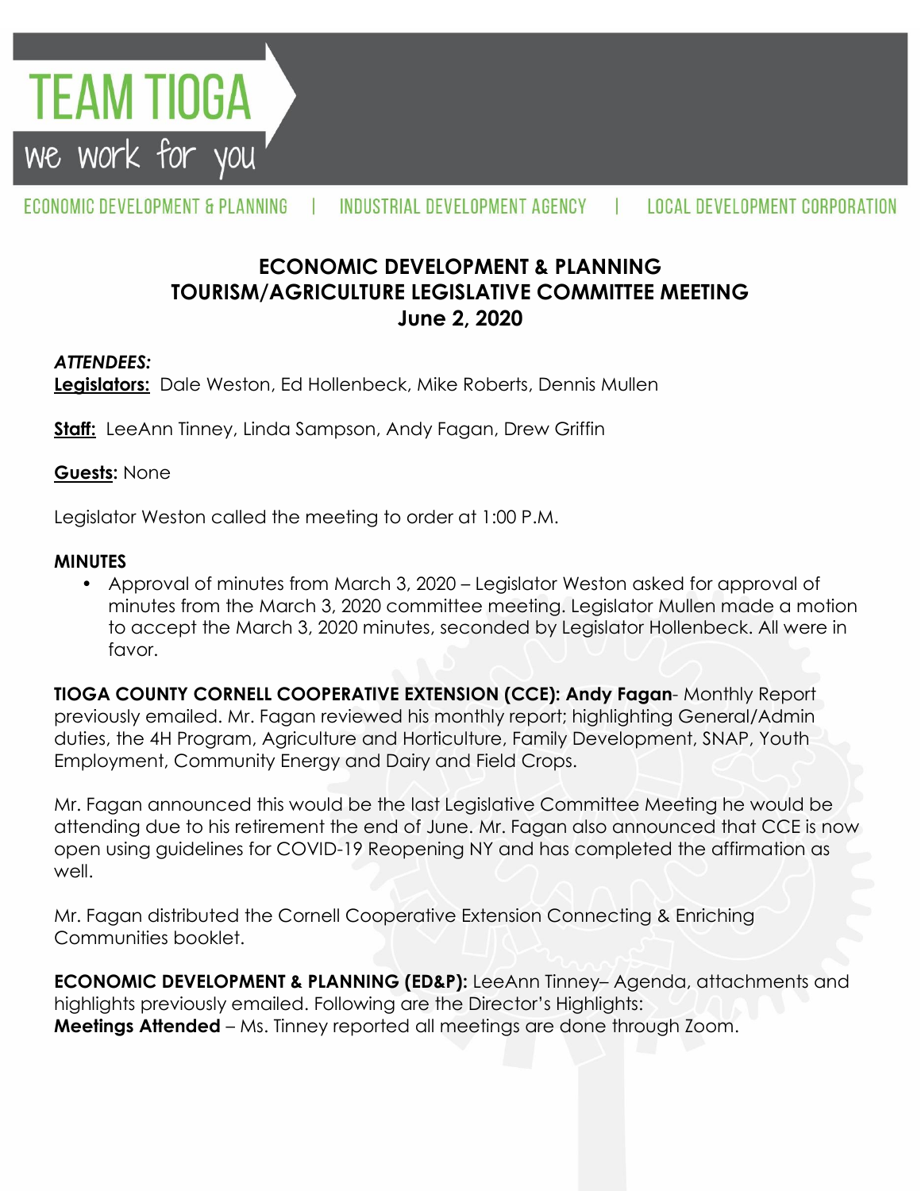TEAM TIOGA
we work for you

ECONOMIC DEVELOPMENT & PLANNING | INDUSTRIAL DEVELOPMENT AGENCY | LOCAL DEVELOPMENT CORPORATION

# ECONOMIC DEVELOPMENT & PLANNING
## TOURISM/AGRICULTURE LEGISLATIVE COMMITTEE MEETING
### June 2, 2020

***ATTENDEES:***

**Legislators:** Dale Weston, Ed Hollenbeck, Mike Roberts, Dennis Mullen

**Staff:** LeeAnn Tinney, Linda Sampson, Andy Fagan, Drew Griffin

**Guests:** None

Legislator Weston called the meeting to order at 1:00 P.M.

**MINUTES**

- Approval of minutes from March 3, 2020 – Legislator Weston asked for approval of minutes from the March 3, 2020 committee meeting. Legislator Mullen made a motion to accept the March 3, 2020 minutes, seconded by Legislator Hollenbeck. All were in favor.

**TIOGA COUNTY CORNELL COOPERATIVE EXTENSION (CCE): Andy Fagan**- Monthly Report previously emailed. Mr. Fagan reviewed his monthly report; highlighting General/Admin duties, the 4H Program, Agriculture and Horticulture, Family Development, SNAP, Youth Employment, Community Energy and Dairy and Field Crops.

Mr. Fagan announced this would be the last Legislative Committee Meeting he would be attending due to his retirement the end of June. Mr. Fagan also announced that CCE is now open using guidelines for COVID-19 Reopening NY and has completed the affirmation as well.

Mr. Fagan distributed the Cornell Cooperative Extension Connecting & Enriching Communities booklet.

**ECONOMIC DEVELOPMENT & PLANNING (ED&P):** LeeAnn Tinney– Agenda, attachments and highlights previously emailed. Following are the Director's Highlights:
**Meetings Attended** – Ms. Tinney reported all meetings are done through Zoom.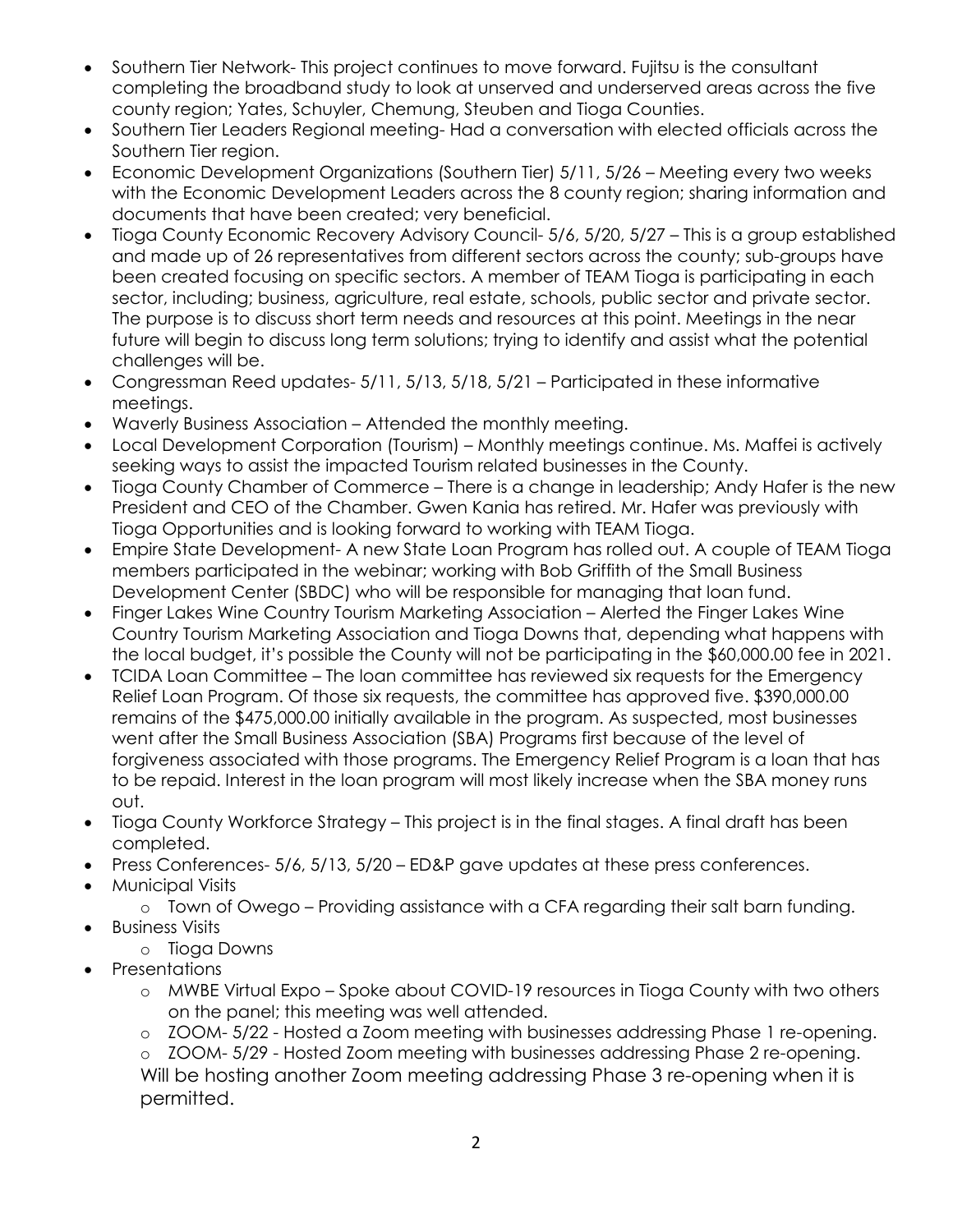- Southern Tier Network- This project continues to move forward. Fujitsu is the consultant completing the broadband study to look at unserved and underserved areas across the five county region; Yates, Schuyler, Chemung, Steuben and Tioga Counties.
- Southern Tier Leaders Regional meeting- Had a conversation with elected officials across the Southern Tier region.
- Economic Development Organizations (Southern Tier) 5/11, 5/26 – Meeting every two weeks with the Economic Development Leaders across the 8 county region; sharing information and documents that have been created; very beneficial.
- Tioga County Economic Recovery Advisory Council- 5/6, 5/20, 5/27 – This is a group established and made up of 26 representatives from different sectors across the county; sub-groups have been created focusing on specific sectors. A member of TEAM Tioga is participating in each sector, including; business, agriculture, real estate, schools, public sector and private sector. The purpose is to discuss short term needs and resources at this point. Meetings in the near future will begin to discuss long term solutions; trying to identify and assist what the potential challenges will be.
- Congressman Reed updates- 5/11, 5/13, 5/18, 5/21 – Participated in these informative meetings.
- Waverly Business Association – Attended the monthly meeting.
- Local Development Corporation (Tourism) – Monthly meetings continue. Ms. Maffei is actively seeking ways to assist the impacted Tourism related businesses in the County.
- Tioga County Chamber of Commerce – There is a change in leadership; Andy Hafer is the new President and CEO of the Chamber. Gwen Kania has retired. Mr. Hafer was previously with Tioga Opportunities and is looking forward to working with TEAM Tioga.
- Empire State Development- A new State Loan Program has rolled out. A couple of TEAM Tioga members participated in the webinar; working with Bob Griffith of the Small Business Development Center (SBDC) who will be responsible for managing that loan fund.
- Finger Lakes Wine Country Tourism Marketing Association – Alerted the Finger Lakes Wine Country Tourism Marketing Association and Tioga Downs that, depending what happens with the local budget, it's possible the County will not be participating in the $60,000.00 fee in 2021.
- TCIDA Loan Committee – The loan committee has reviewed six requests for the Emergency Relief Loan Program. Of those six requests, the committee has approved five. $390,000.00 remains of the $475,000.00 initially available in the program. As suspected, most businesses went after the Small Business Association (SBA) Programs first because of the level of forgiveness associated with those programs. The Emergency Relief Program is a loan that has to be repaid. Interest in the loan program will most likely increase when the SBA money runs out.
- Tioga County Workforce Strategy – This project is in the final stages. A final draft has been completed.
- Press Conferences- 5/6, 5/13, 5/20 – ED&P gave updates at these press conferences.
- Municipal Visits
  - Town of Owego – Providing assistance with a CFA regarding their salt barn funding.
- Business Visits
  - Tioga Downs
- Presentations
  - MWBE Virtual Expo – Spoke about COVID-19 resources in Tioga County with two others on the panel; this meeting was well attended.
  - ZOOM- 5/22 - Hosted a Zoom meeting with businesses addressing Phase 1 re-opening.
  - ZOOM- 5/29 - Hosted Zoom meeting with businesses addressing Phase 2 re-opening. Will be hosting another Zoom meeting addressing Phase 3 re-opening when it is permitted.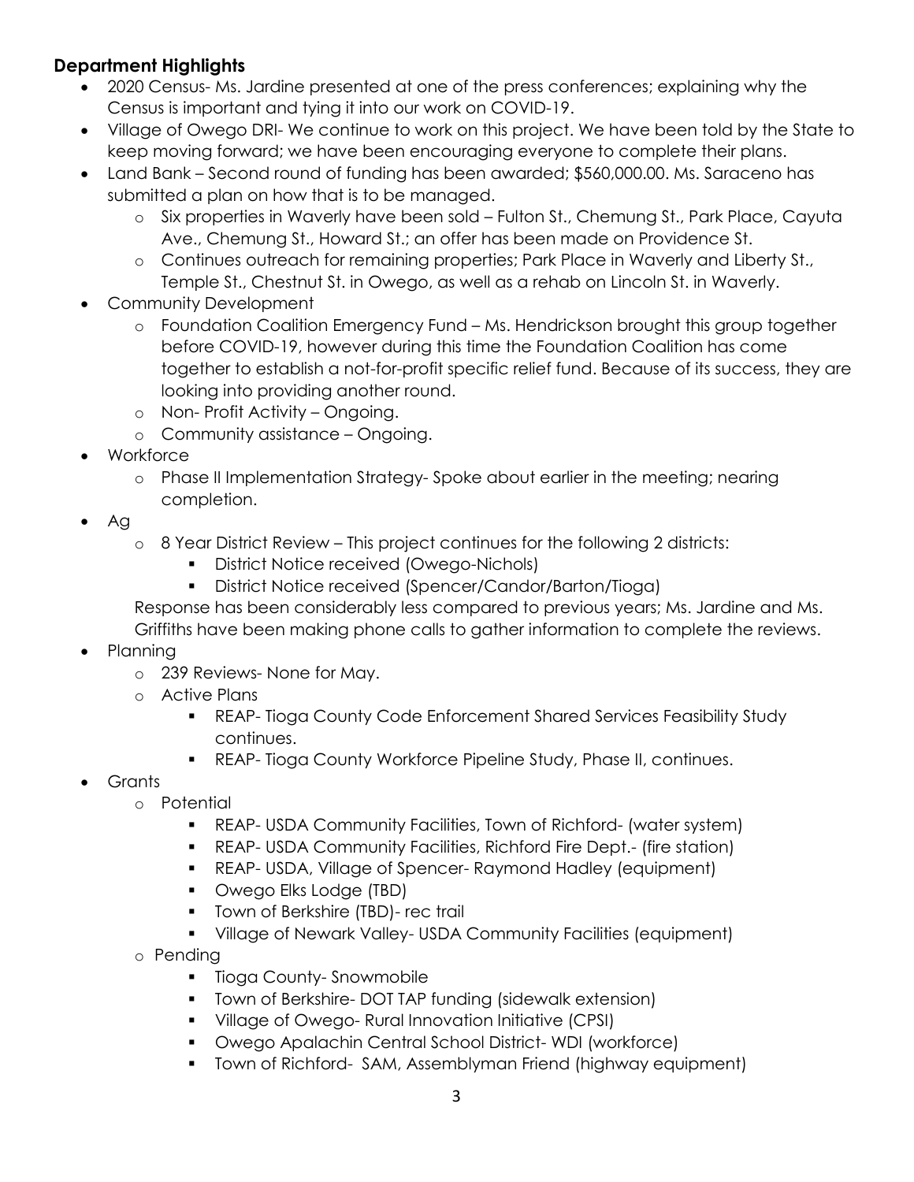**Department Highlights**

- 2020 Census- Ms. Jardine presented at one of the press conferences; explaining why the Census is important and tying it into our work on COVID-19.
- Village of Owego DRI- We continue to work on this project. We have been told by the State to keep moving forward; we have been encouraging everyone to complete their plans.
- Land Bank – Second round of funding has been awarded; $560,000.00. Ms. Saraceno has submitted a plan on how that is to be managed.
    - Six properties in Waverly have been sold – Fulton St., Chemung St., Park Place, Cayuta Ave., Chemung St., Howard St.; an offer has been made on Providence St.
    - Continues outreach for remaining properties; Park Place in Waverly and Liberty St., Temple St., Chestnut St. in Owego, as well as a rehab on Lincoln St. in Waverly.
- Community Development
    - Foundation Coalition Emergency Fund – Ms. Hendrickson brought this group together before COVID-19, however during this time the Foundation Coalition has come together to establish a not-for-profit specific relief fund. Because of its success, they are looking into providing another round.
    - Non- Profit Activity – Ongoing.
    - Community assistance – Ongoing.
- Workforce
    - Phase II Implementation Strategy- Spoke about earlier in the meeting; nearing completion.
- Ag
    - 8 Year District Review – This project continues for the following 2 districts:
        - District Notice received (Owego-Nichols)
        - District Notice received (Spencer/Candor/Barton/Tioga)

      Response has been considerably less compared to previous years; Ms. Jardine and Ms. Griffiths have been making phone calls to gather information to complete the reviews.
- Planning
    - 239 Reviews- None for May.
    - Active Plans
        - REAP- Tioga County Code Enforcement Shared Services Feasibility Study continues.
        - REAP- Tioga County Workforce Pipeline Study, Phase II, continues.
- Grants
    - Potential
        - REAP- USDA Community Facilities, Town of Richford- (water system)
        - REAP- USDA Community Facilities, Richford Fire Dept.- (fire station)
        - REAP- USDA, Village of Spencer- Raymond Hadley (equipment)
        - Owego Elks Lodge (TBD)
        - Town of Berkshire (TBD)- rec trail
        - Village of Newark Valley- USDA Community Facilities (equipment)
    - Pending
        - Tioga County- Snowmobile
        - Town of Berkshire- DOT TAP funding (sidewalk extension)
        - Village of Owego- Rural Innovation Initiative (CPSI)
        - Owego Apalachin Central School District- WDI (workforce)
        - Town of Richford- SAM, Assemblyman Friend (highway equipment)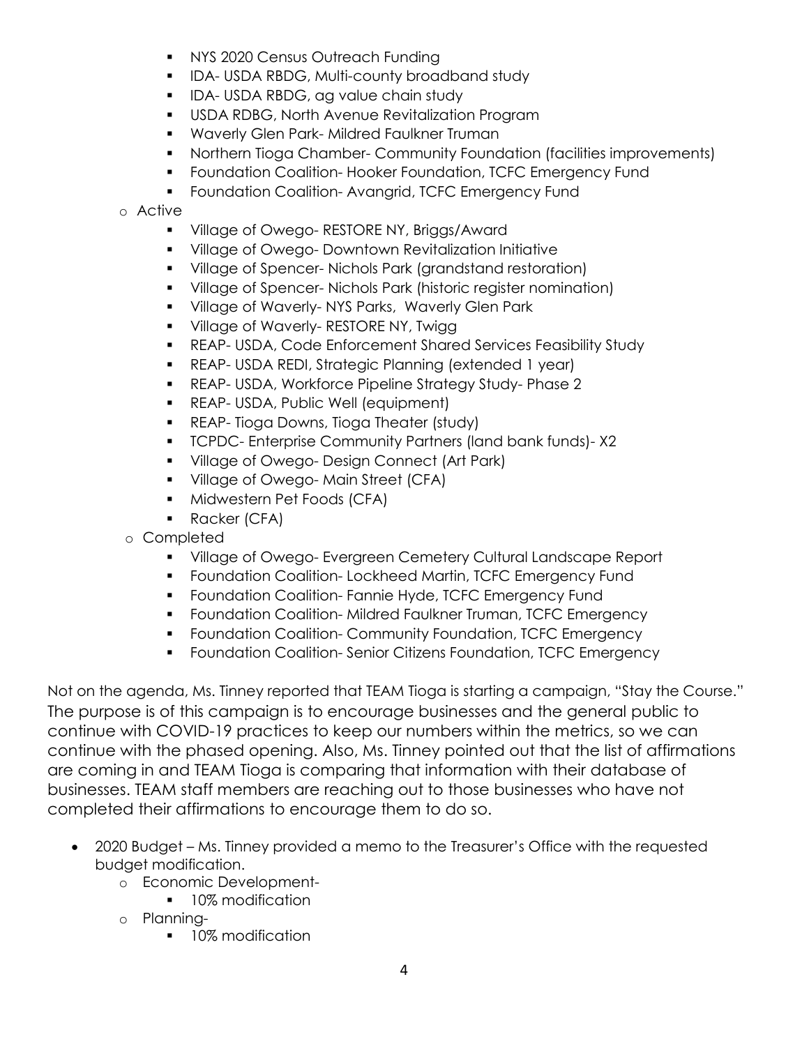- NYS 2020 Census Outreach Funding
        - IDA- USDA RBDG, Multi-county broadband study
        - IDA- USDA RBDG, ag value chain study
        - USDA RDBG, North Avenue Revitalization Program
        - Waverly Glen Park- Mildred Faulkner Truman
        - Northern Tioga Chamber- Community Foundation (facilities improvements)
        - Foundation Coalition- Hooker Foundation, TCFC Emergency Fund
        - Foundation Coalition- Avangrid, TCFC Emergency Fund
    - Active
        - Village of Owego- RESTORE NY, Briggs/Award
        - Village of Owego- Downtown Revitalization Initiative
        - Village of Spencer- Nichols Park (grandstand restoration)
        - Village of Spencer- Nichols Park (historic register nomination)
        - Village of Waverly- NYS Parks, Waverly Glen Park
        - Village of Waverly- RESTORE NY, Twigg
        - REAP- USDA, Code Enforcement Shared Services Feasibility Study
        - REAP- USDA REDI, Strategic Planning (extended 1 year)
        - REAP- USDA, Workforce Pipeline Strategy Study- Phase 2
        - REAP- USDA, Public Well (equipment)
        - REAP- Tioga Downs, Tioga Theater (study)
        - TCPDC- Enterprise Community Partners (land bank funds)- X2
        - Village of Owego- Design Connect (Art Park)
        - Village of Owego- Main Street (CFA)
        - Midwestern Pet Foods (CFA)
        - Racker (CFA)
    - Completed
        - Village of Owego- Evergreen Cemetery Cultural Landscape Report
        - Foundation Coalition- Lockheed Martin, TCFC Emergency Fund
        - Foundation Coalition- Fannie Hyde, TCFC Emergency Fund
        - Foundation Coalition- Mildred Faulkner Truman, TCFC Emergency
        - Foundation Coalition- Community Foundation, TCFC Emergency
        - Foundation Coalition- Senior Citizens Foundation, TCFC Emergency

Not on the agenda, Ms. Tinney reported that TEAM Tioga is starting a campaign, "Stay the Course." The purpose is of this campaign is to encourage businesses and the general public to continue with COVID-19 practices to keep our numbers within the metrics, so we can continue with the phased opening. Also, Ms. Tinney pointed out that the list of affirmations are coming in and TEAM Tioga is comparing that information with their database of businesses. TEAM staff members are reaching out to those businesses who have not completed their affirmations to encourage them to do so.

- 2020 Budget – Ms. Tinney provided a memo to the Treasurer's Office with the requested budget modification.
    - Economic Development-
        - 10% modification
    - Planning-
        - 10% modification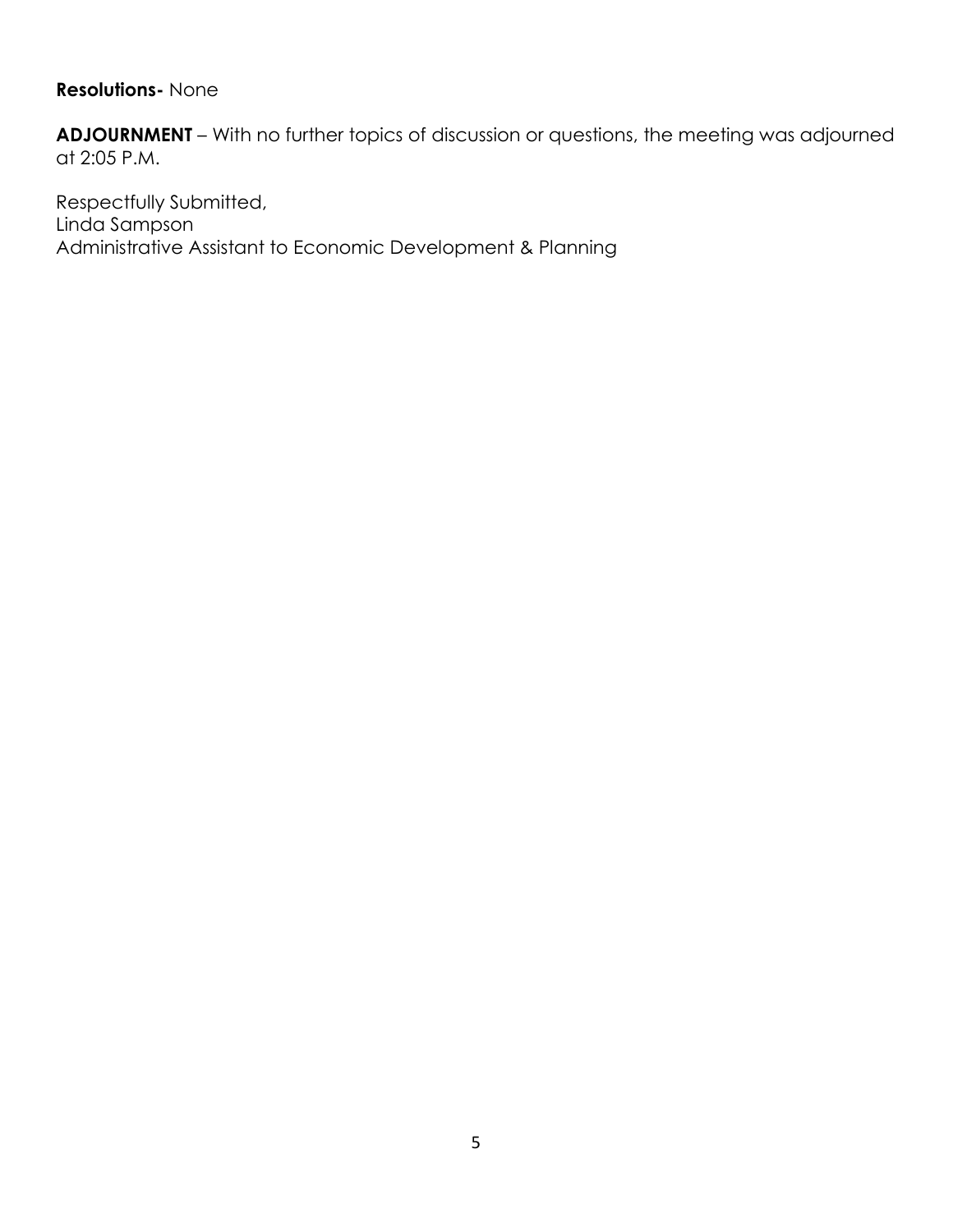**Resolutions-** None

**ADJOURNMENT** – With no further topics of discussion or questions, the meeting was adjourned at 2:05 P.M.

Respectfully Submitted,
Linda Sampson
Administrative Assistant to Economic Development & Planning